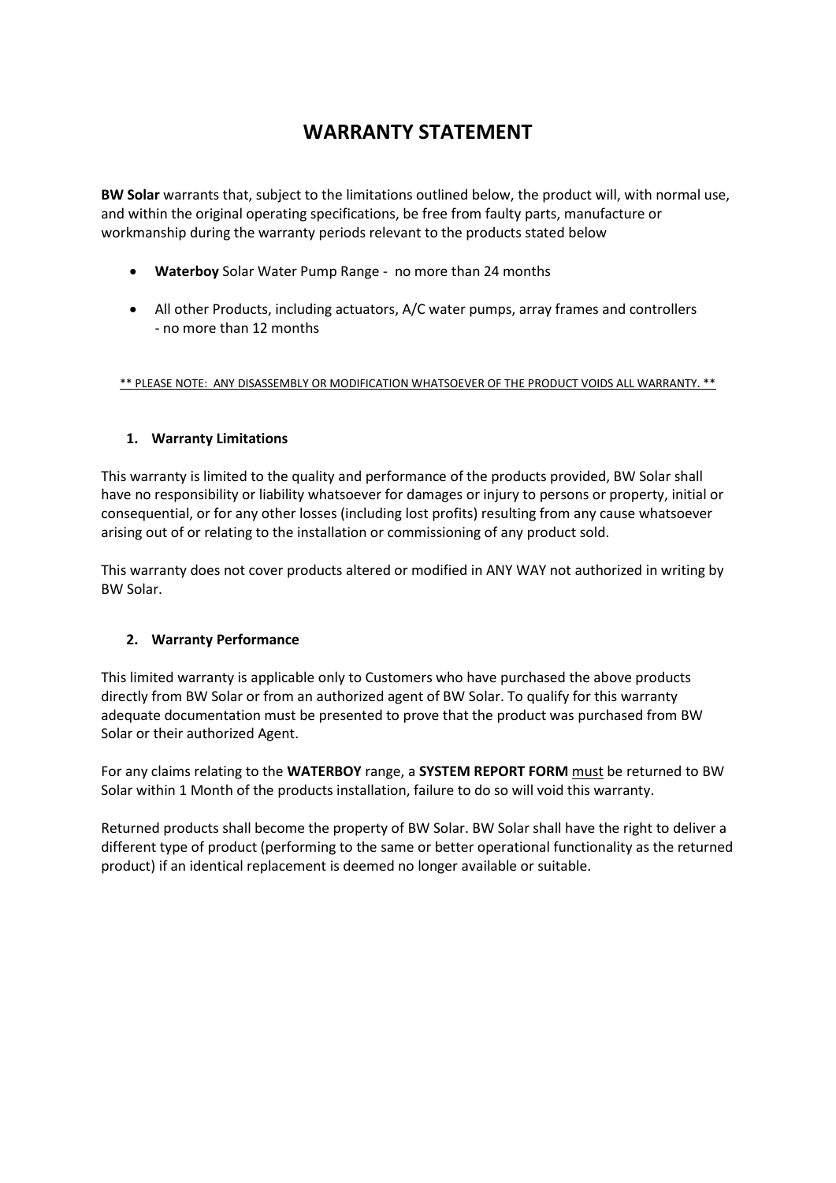# WARRANTY STATEMENT

**BW Solar** warrants that, subject to the limitations outlined below, the product will, with normal use, and within the original operating specifications, be free from faulty parts, manufacture or workmanship during the warranty periods relevant to the products stated below

- **Waterboy** Solar Water Pump Range - no more than 24 months
- All other Products, including actuators, A/C water pumps, array frames and controllers - no more than 12 months

<u>** PLEASE NOTE: ANY DISASSEMBLY OR MODIFICATION WHATSOEVER OF THE PRODUCT VOIDS ALL WARRANTY. **</u>

### 1. Warranty Limitations

This warranty is limited to the quality and performance of the products provided, BW Solar shall have no responsibility or liability whatsoever for damages or injury to persons or property, initial or consequential, or for any other losses (including lost profits) resulting from any cause whatsoever arising out of or relating to the installation or commissioning of any product sold.

This warranty does not cover products altered or modified in ANY WAY not authorized in writing by BW Solar.

### 2. Warranty Performance

This limited warranty is applicable only to Customers who have purchased the above products directly from BW Solar or from an authorized agent of BW Solar. To qualify for this warranty adequate documentation must be presented to prove that the product was purchased from BW Solar or their authorized Agent.

For any claims relating to the **WATERBOY** range, a **SYSTEM REPORT FORM** <u>must</u> be returned to BW Solar within 1 Month of the products installation, failure to do so will void this warranty.

Returned products shall become the property of BW Solar. BW Solar shall have the right to deliver a different type of product (performing to the same or better operational functionality as the returned product) if an identical replacement is deemed no longer available or suitable.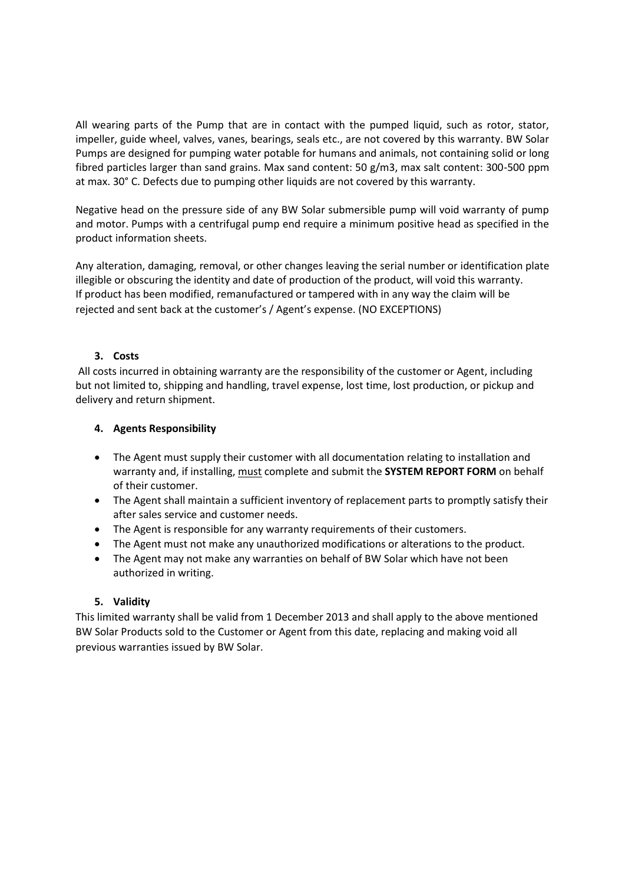All wearing parts of the Pump that are in contact with the pumped liquid, such as rotor, stator, impeller, guide wheel, valves, vanes, bearings, seals etc., are not covered by this warranty. BW Solar Pumps are designed for pumping water potable for humans and animals, not containing solid or long fibred particles larger than sand grains. Max sand content: 50 g/m3, max salt content: 300-500 ppm at max. 30° C. Defects due to pumping other liquids are not covered by this warranty.

Negative head on the pressure side of any BW Solar submersible pump will void warranty of pump and motor. Pumps with a centrifugal pump end require a minimum positive head as specified in the product information sheets.

Any alteration, damaging, removal, or other changes leaving the serial number or identification plate illegible or obscuring the identity and date of production of the product, will void this warranty. If product has been modified, remanufactured or tampered with in any way the claim will be rejected and sent back at the customer's / Agent's expense. (NO EXCEPTIONS)

## 3. Costs

All costs incurred in obtaining warranty are the responsibility of the customer or Agent, including but not limited to, shipping and handling, travel expense, lost time, lost production, or pickup and delivery and return shipment.

## 4. Agents Responsibility

- The Agent must supply their customer with all documentation relating to installation and warranty and, if installing, must complete and submit the **SYSTEM REPORT FORM** on behalf of their customer.
- The Agent shall maintain a sufficient inventory of replacement parts to promptly satisfy their after sales service and customer needs.
- The Agent is responsible for any warranty requirements of their customers.
- The Agent must not make any unauthorized modifications or alterations to the product.
- The Agent may not make any warranties on behalf of BW Solar which have not been authorized in writing.

## 5. Validity

This limited warranty shall be valid from 1 December 2013 and shall apply to the above mentioned BW Solar Products sold to the Customer or Agent from this date, replacing and making void all previous warranties issued by BW Solar.